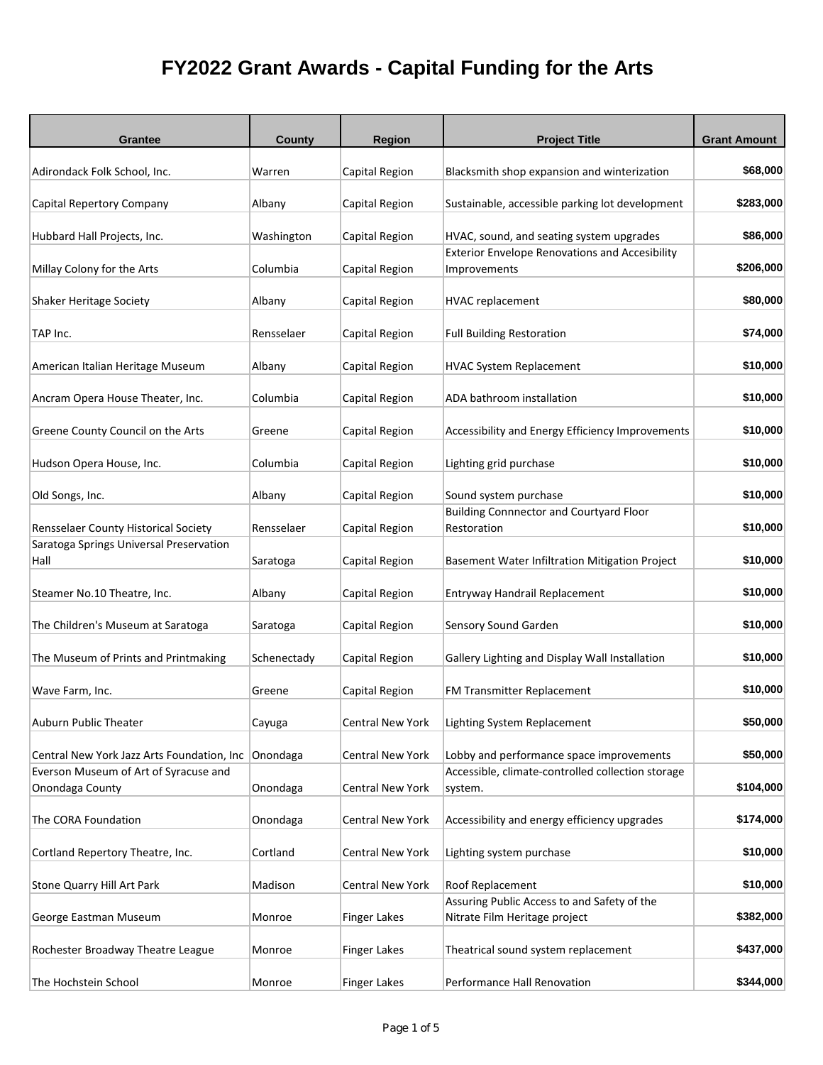# FY2022 Grant Awards - Capital Funding for the Arts

| Grantee | County | Region | Project Title | Grant Amount |
|---|---|---|---|---|
| Adirondack Folk School, Inc. | Warren | Capital Region | Blacksmith shop expansion and winterization | $68,000 |
| Capital Repertory Company | Albany | Capital Region | Sustainable, accessible parking lot development | $283,000 |
| Hubbard Hall Projects, Inc. | Washington | Capital Region | HVAC, sound, and seating system upgrades | $86,000 |
| Millay Colony for the Arts | Columbia | Capital Region | Exterior Envelope Renovations and Accesibility Improvements | $206,000 |
| Shaker Heritage Society | Albany | Capital Region | HVAC replacement | $80,000 |
| TAP Inc. | Rensselaer | Capital Region | Full Building Restoration | $74,000 |
| American Italian Heritage Museum | Albany | Capital Region | HVAC System Replacement | $10,000 |
| Ancram Opera House Theater, Inc. | Columbia | Capital Region | ADA bathroom installation | $10,000 |
| Greene County Council on the Arts | Greene | Capital Region | Accessibility and Energy Efficiency Improvements | $10,000 |
| Hudson Opera House, Inc. | Columbia | Capital Region | Lighting grid purchase | $10,000 |
| Old Songs, Inc. | Albany | Capital Region | Sound system purchase | $10,000 |
| Rensselaer County Historical Society | Rensselaer | Capital Region | Building Connnector and Courtyard Floor Restoration | $10,000 |
| Saratoga Springs Universal Preservation Hall | Saratoga | Capital Region | Basement Water Infiltration Mitigation Project | $10,000 |
| Steamer No.10 Theatre, Inc. | Albany | Capital Region | Entryway Handrail Replacement | $10,000 |
| The Children's Museum at Saratoga | Saratoga | Capital Region | Sensory Sound Garden | $10,000 |
| The Museum of Prints and Printmaking | Schenectady | Capital Region | Gallery Lighting and Display Wall Installation | $10,000 |
| Wave Farm, Inc. | Greene | Capital Region | FM Transmitter Replacement | $10,000 |
| Auburn Public Theater | Cayuga | Central New York | Lighting System Replacement | $50,000 |
| Central New York Jazz Arts Foundation, Inc | Onondaga | Central New York | Lobby and performance space improvements | $50,000 |
| Everson Museum of Art of Syracuse and Onondaga County | Onondaga | Central New York | Accessible, climate-controlled collection storage system. | $104,000 |
| The CORA Foundation | Onondaga | Central New York | Accessibility and energy efficiency upgrades | $174,000 |
| Cortland Repertory Theatre, Inc. | Cortland | Central New York | Lighting system purchase | $10,000 |
| Stone Quarry Hill Art Park | Madison | Central New York | Roof Replacement | $10,000 |
| George Eastman Museum | Monroe | Finger Lakes | Assuring Public Access to and Safety of the Nitrate Film Heritage project | $382,000 |
| Rochester Broadway Theatre League | Monroe | Finger Lakes | Theatrical sound system replacement | $437,000 |
| The Hochstein School | Monroe | Finger Lakes | Performance Hall Renovation | $344,000 |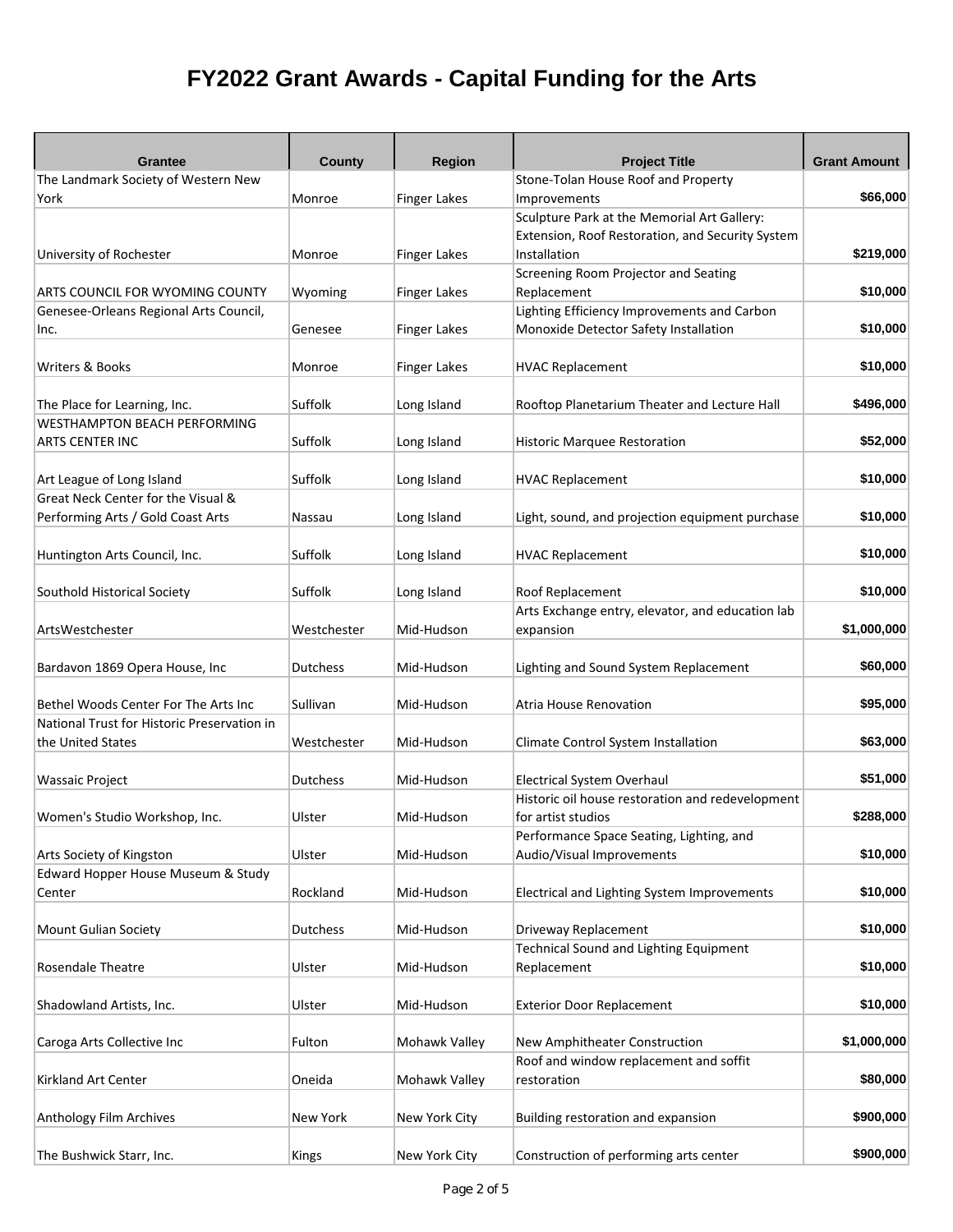# FY2022 Grant Awards - Capital Funding for the Arts

| Grantee | County | Region | Project Title | Grant Amount |
|---|---|---|---|---|
| The Landmark Society of Western New York | Monroe | Finger Lakes | Stone-Tolan House Roof and Property Improvements | $66,000 |
| University of Rochester | Monroe | Finger Lakes | Sculpture Park at the Memorial Art Gallery: Extension, Roof Restoration, and Security System Installation | $219,000 |
| ARTS COUNCIL FOR WYOMING COUNTY | Wyoming | Finger Lakes | Screening Room Projector and Seating Replacement | $10,000 |
| Genesee-Orleans Regional Arts Council, Inc. | Genesee | Finger Lakes | Lighting Efficiency Improvements and Carbon Monoxide Detector Safety Installation | $10,000 |
| Writers & Books | Monroe | Finger Lakes | HVAC Replacement | $10,000 |
| The Place for Learning, Inc. | Suffolk | Long Island | Rooftop Planetarium Theater and Lecture Hall | $496,000 |
| WESTHAMPTON BEACH PERFORMING ARTS CENTER INC | Suffolk | Long Island | Historic Marquee Restoration | $52,000 |
| Art League of Long Island | Suffolk | Long Island | HVAC Replacement | $10,000 |
| Great Neck Center for the Visual & Performing Arts / Gold Coast Arts | Nassau | Long Island | Light, sound, and projection equipment purchase | $10,000 |
| Huntington Arts Council, Inc. | Suffolk | Long Island | HVAC Replacement | $10,000 |
| Southold Historical Society | Suffolk | Long Island | Roof Replacement | $10,000 |
| ArtsWestchester | Westchester | Mid-Hudson | Arts Exchange entry, elevator, and education lab expansion | $1,000,000 |
| Bardavon 1869 Opera House, Inc | Dutchess | Mid-Hudson | Lighting and Sound System Replacement | $60,000 |
| Bethel Woods Center For The Arts Inc | Sullivan | Mid-Hudson | Atria House Renovation | $95,000 |
| National Trust for Historic Preservation in the United States | Westchester | Mid-Hudson | Climate Control System Installation | $63,000 |
| Wassaic Project | Dutchess | Mid-Hudson | Electrical System Overhaul | $51,000 |
| Women's Studio Workshop, Inc. | Ulster | Mid-Hudson | Historic oil house restoration and redevelopment for artist studios | $288,000 |
| Arts Society of Kingston | Ulster | Mid-Hudson | Performance Space Seating, Lighting, and Audio/Visual Improvements | $10,000 |
| Edward Hopper House Museum & Study Center | Rockland | Mid-Hudson | Electrical and Lighting System Improvements | $10,000 |
| Mount Gulian Society | Dutchess | Mid-Hudson | Driveway Replacement | $10,000 |
| Rosendale Theatre | Ulster | Mid-Hudson | Technical Sound and Lighting Equipment Replacement | $10,000 |
| Shadowland Artists, Inc. | Ulster | Mid-Hudson | Exterior Door Replacement | $10,000 |
| Caroga Arts Collective Inc | Fulton | Mohawk Valley | New Amphitheater Construction | $1,000,000 |
| Kirkland Art Center | Oneida | Mohawk Valley | Roof and window replacement and soffit restoration | $80,000 |
| Anthology Film Archives | New York | New York City | Building restoration and expansion | $900,000 |
| The Bushwick Starr, Inc. | Kings | New York City | Construction of performing arts center | $900,000 |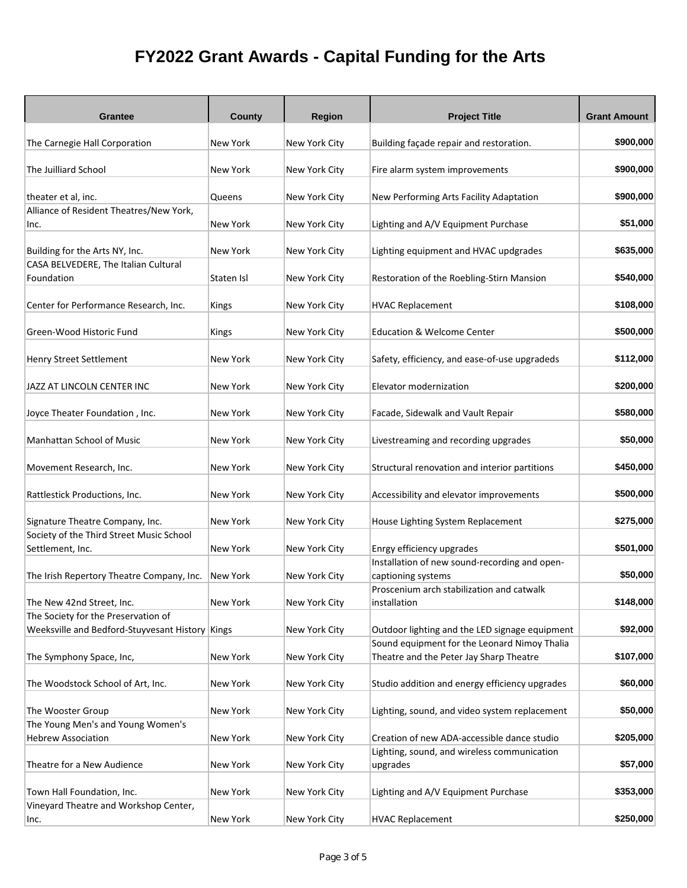# FY2022 Grant Awards - Capital Funding for the Arts

| Grantee | County | Region | Project Title | Grant Amount |
|---|---|---|---|---|
| The Carnegie Hall Corporation | New York | New York City | Building façade repair and restoration. | $900,000 |
| The Juilliard School | New York | New York City | Fire alarm system improvements | $900,000 |
| theater et al, inc. | Queens | New York City | New Performing Arts Facility Adaptation | $900,000 |
| Alliance of Resident Theatres/New York, Inc. | New York | New York City | Lighting and A/V Equipment Purchase | $51,000 |
| Building for the Arts NY, Inc. | New York | New York City | Lighting equipment and HVAC updgrades | $635,000 |
| CASA BELVEDERE, The Italian Cultural Foundation | Staten Isl | New York City | Restoration of the Roebling-Stirn Mansion | $540,000 |
| Center for Performance Research, Inc. | Kings | New York City | HVAC Replacement | $108,000 |
| Green-Wood Historic Fund | Kings | New York City | Education & Welcome Center | $500,000 |
| Henry Street Settlement | New York | New York City | Safety, efficiency, and ease-of-use upgradeds | $112,000 |
| JAZZ AT LINCOLN CENTER INC | New York | New York City | Elevator modernization | $200,000 |
| Joyce Theater Foundation , Inc. | New York | New York City | Facade, Sidewalk and Vault Repair | $580,000 |
| Manhattan School of Music | New York | New York City | Livestreaming and recording upgrades | $50,000 |
| Movement Research, Inc. | New York | New York City | Structural renovation and interior partitions | $450,000 |
| Rattlestick Productions, Inc. | New York | New York City | Accessibility and elevator improvements | $500,000 |
| Signature Theatre Company, Inc. | New York | New York City | House Lighting System Replacement | $275,000 |
| Society of the Third Street Music School Settlement, Inc. | New York | New York City | Enrgy efficiency upgrades | $501,000 |
| The Irish Repertory Theatre Company, Inc. | New York | New York City | Installation of new sound-recording and open-captioning systems | $50,000 |
| The New 42nd Street, Inc. | New York | New York City | Proscenium arch stabilization and catwalk installation | $148,000 |
| The Society for the Preservation of Weeksville and Bedford-Stuyvesant History | Kings | New York City | Outdoor lighting and the LED signage equipment | $92,000 |
| The Symphony Space, Inc, | New York | New York City | Sound equipment for the Leonard Nimoy Thalia Theatre and the Peter Jay Sharp Theatre | $107,000 |
| The Woodstock School of Art, Inc. | New York | New York City | Studio addition and energy efficiency upgrades | $60,000 |
| The Wooster Group | New York | New York City | Lighting, sound, and video system replacement | $50,000 |
| The Young Men's and Young Women's Hebrew Association | New York | New York City | Creation of new ADA-accessible dance studio | $205,000 |
| Theatre for a New Audience | New York | New York City | Lighting, sound, and wireless communication upgrades | $57,000 |
| Town Hall Foundation, Inc. | New York | New York City | Lighting and A/V Equipment Purchase | $353,000 |
| Vineyard Theatre and Workshop Center, Inc. | New York | New York City | HVAC Replacement | $250,000 |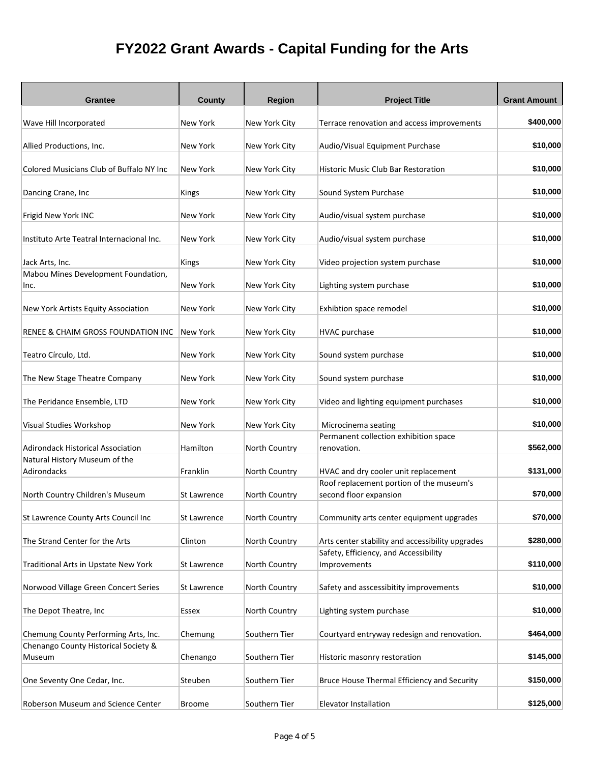# FY2022 Grant Awards - Capital Funding for the Arts

| Grantee | County | Region | Project Title | Grant Amount |
|---|---|---|---|---|
| Wave Hill Incorporated | New York | New York City | Terrace renovation and access improvements | $400,000 |
| Allied Productions, Inc. | New York | New York City | Audio/Visual Equipment Purchase | $10,000 |
| Colored Musicians Club of Buffalo NY Inc | New York | New York City | Historic Music Club Bar Restoration | $10,000 |
| Dancing Crane, Inc | Kings | New York City | Sound System Purchase | $10,000 |
| Frigid New York INC | New York | New York City | Audio/visual system purchase | $10,000 |
| Instituto Arte Teatral Internacional Inc. | New York | New York City | Audio/visual system purchase | $10,000 |
| Jack Arts, Inc. | Kings | New York City | Video projection system purchase | $10,000 |
| Mabou Mines Development Foundation, Inc. | New York | New York City | Lighting system purchase | $10,000 |
| New York Artists Equity Association | New York | New York City | Exhbtion space remodel | $10,000 |
| RENEE & CHAIM GROSS FOUNDATION INC | New York | New York City | HVAC purchase | $10,000 |
| Teatro Círculo, Ltd. | New York | New York City | Sound system purchase | $10,000 |
| The New Stage Theatre Company | New York | New York City | Sound system purchase | $10,000 |
| The Peridance Ensemble, LTD | New York | New York City | Video and lighting equipment purchases | $10,000 |
| Visual Studies Workshop | New York | New York City | Microcinema seating | $10,000 |
| Adirondack Historical Association | Hamilton | North Country | Permanent collection exhibition space renovation. | $562,000 |
| Natural History Museum of the Adirondacks | Franklin | North Country | HVAC and dry cooler unit replacement | $131,000 |
| North Country Children's Museum | St Lawrence | North Country | Roof replacement portion of the museum's second floor expansion | $70,000 |
| St Lawrence County Arts Council Inc | St Lawrence | North Country | Community arts center equipment upgrades | $70,000 |
| The Strand Center for the Arts | Clinton | North Country | Arts center stability and accessibility upgrades | $280,000 |
| Traditional Arts in Upstate New York | St Lawrence | North Country | Safety, Efficiency, and Accessibility Improvements | $110,000 |
| Norwood Village Green Concert Series | St Lawrence | North Country | Safety and asscessibitity improvements | $10,000 |
| The Depot Theatre, Inc | Essex | North Country | Lighting system purchase | $10,000 |
| Chemung County Performing Arts, Inc. | Chemung | Southern Tier | Courtyard entryway redesign and renovation. | $464,000 |
| Chenango County Historical Society & Museum | Chenango | Southern Tier | Historic masonry restoration | $145,000 |
| One Seventy One Cedar, Inc. | Steuben | Southern Tier | Bruce House Thermal Efficiency and Security | $150,000 |
| Roberson Museum and Science Center | Broome | Southern Tier | Elevator Installation | $125,000 |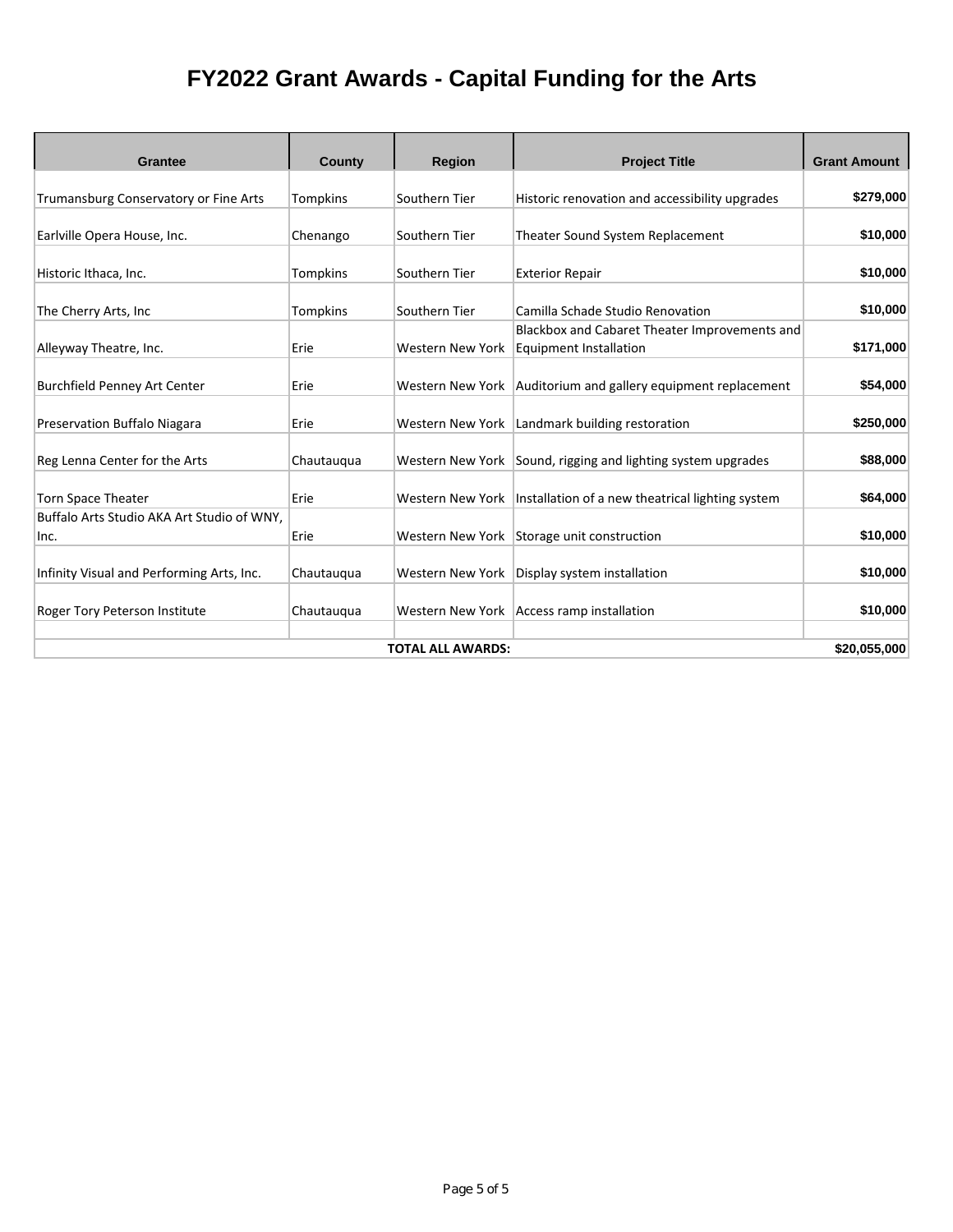# FY2022 Grant Awards - Capital Funding for the Arts

| Grantee | County | Region | Project Title | Grant Amount |
|---|---|---|---|---|
| Trumansburg Conservatory or Fine Arts | Tompkins | Southern Tier | Historic renovation and accessibility upgrades | $279,000 |
| Earlville Opera House, Inc. | Chenango | Southern Tier | Theater Sound System Replacement | $10,000 |
| Historic Ithaca, Inc. | Tompkins | Southern Tier | Exterior Repair | $10,000 |
| The Cherry Arts, Inc | Tompkins | Southern Tier | Camilla Schade Studio Renovation | $10,000 |
| Alleyway Theatre, Inc. | Erie | Western New York | Blackbox and Cabaret Theater Improvements and Equipment Installation | $171,000 |
| Burchfield Penney Art Center | Erie | Western New York | Auditorium and gallery equipment replacement | $54,000 |
| Preservation Buffalo Niagara | Erie | Western New York | Landmark building restoration | $250,000 |
| Reg Lenna Center for the Arts | Chautauqua | Western New York | Sound, rigging and lighting system upgrades | $88,000 |
| Torn Space Theater | Erie | Western New York | Installation of a new theatrical lighting system | $64,000 |
| Buffalo Arts Studio AKA Art Studio of WNY, Inc. | Erie | Western New York | Storage unit construction | $10,000 |
| Infinity Visual and Performing Arts, Inc. | Chautauqua | Western New York | Display system installation | $10,000 |
| Roger Tory Peterson Institute | Chautauqua | Western New York | Access ramp installation | $10,000 |
| | | | | |
| | | TOTAL ALL AWARDS: | | $20,055,000 |